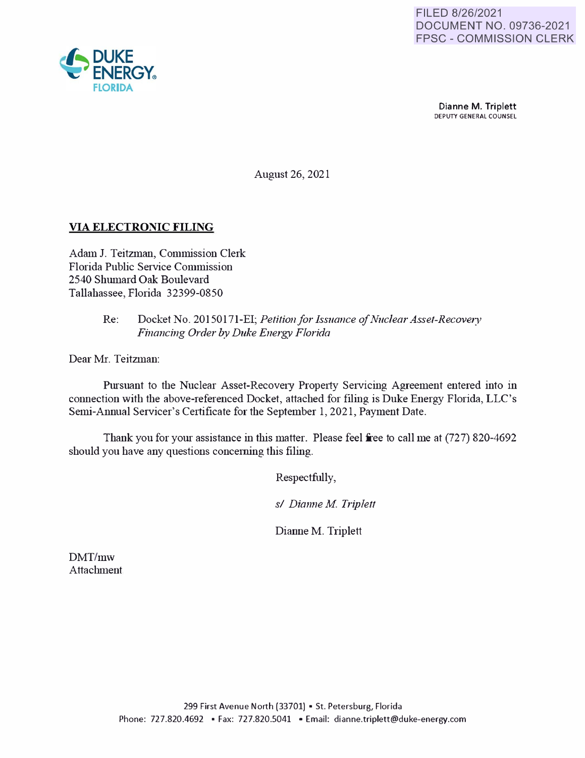FILED 8/26/2021
DOCUMENT NO. 09736-2021
FPSC - COMMISSION CLERK

DUKE ENERGY
FLORIDA

**Dianne M. Triplett**
DEPUTY GENERAL COUNSEL

August 26, 2021

**VIA ELECTRONIC FILING**

Adam J. Teitzman, Commission Clerk
Florida Public Service Commission
2540 Shumard Oak Boulevard
Tallahassee, Florida 32399-0850

Re: Docket No. 20150171-EI; *Petition for Issuance of Nuclear Asset-Recovery Financing Order by Duke Energy Florida*

Dear Mr. Teitzman:

Pursuant to the Nuclear Asset-Recovery Property Servicing Agreement entered into in connection with the above-referenced Docket, attached for filing is Duke Energy Florida, LLC's Semi-Annual Servicer's Certificate for the September 1, 2021, Payment Date.

Thank you for your assistance in this matter. Please feel free to call me at (727) 820-4692 should you have any questions concerning this filing.

Respectfully,

*s/ Dianne M. Triplett*

Dianne M. Triplett

DMT/mw
Attachment

299 First Avenue North (33701) ▪ St. Petersburg, Florida
Phone: 727.820.4692 ▪ Fax: 727.820.5041 ▪ Email: dianne.triplett@duke-energy.com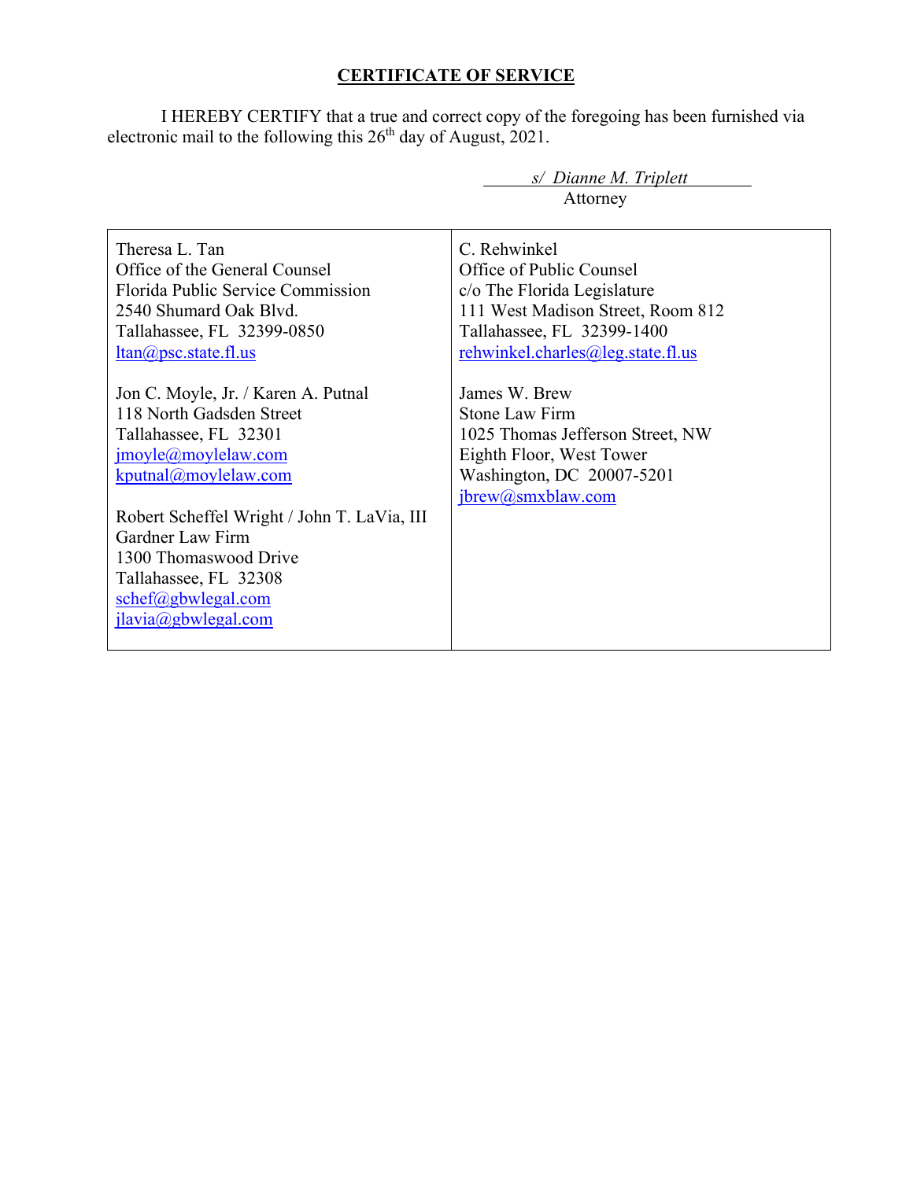## CERTIFICATE OF SERVICE

I HEREBY CERTIFY that a true and correct copy of the foregoing has been furnished via electronic mail to the following this 26th day of August, 2021.

*s/ Dianne M. Triplett*
Attorney

| | |
|---|---|
| Theresa L. Tan<br>Office of the General Counsel<br>Florida Public Service Commission<br>2540 Shumard Oak Blvd.<br>Tallahassee, FL 32399-0850<br>ltan@psc.state.fl.us<br><br>Jon C. Moyle, Jr. / Karen A. Putnal<br>118 North Gadsden Street<br>Tallahassee, FL 32301<br>jmoyle@moylelaw.com<br>kputnal@moylelaw.com<br><br>Robert Scheffel Wright / John T. LaVia, III<br>Gardner Law Firm<br>1300 Thomaswood Drive<br>Tallahassee, FL 32308<br>schef@gbwlegal.com<br>jlavia@gbwlegal.com | C. Rehwinkel<br>Office of Public Counsel<br>c/o The Florida Legislature<br>111 West Madison Street, Room 812<br>Tallahassee, FL 32399-1400<br>rehwinkel.charles@leg.state.fl.us<br><br>James W. Brew<br>Stone Law Firm<br>1025 Thomas Jefferson Street, NW<br>Eighth Floor, West Tower<br>Washington, DC 20007-5201<br>jbrew@smxblaw.com |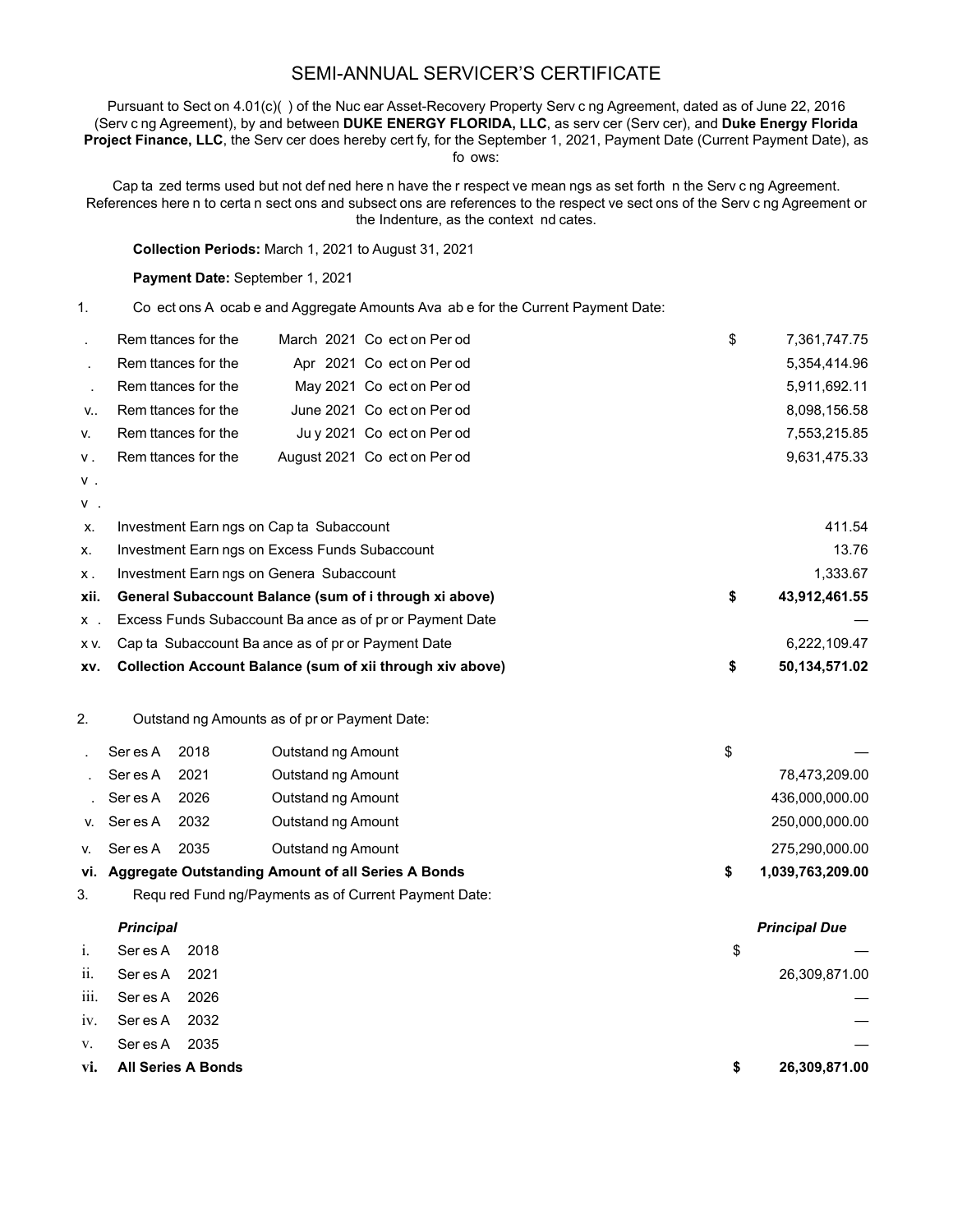# SEMI-ANNUAL SERVICER'S CERTIFICATE

Pursuant to Sect on 4.01(c)( ) of the Nuc ear Asset-Recovery Property Serv c ng Agreement, dated as of June 22, 2016 (Serv c ng Agreement), by and between **DUKE ENERGY FLORIDA, LLC**, as serv cer (Serv cer), and **Duke Energy Florida Project Finance, LLC**, the Serv cer does hereby cert fy, for the September 1, 2021, Payment Date (Current Payment Date), as fo ows:

Cap ta zed terms used but not def ned here n have the r respect ve mean ngs as set forth n the Serv c ng Agreement. References here n to certa n sect ons and subsect ons are references to the respect ve sect ons of the Serv c ng Agreement or the Indenture, as the context nd cates.

**Collection Periods:** March 1, 2021 to August 31, 2021

**Payment Date:** September 1, 2021

1. Co ect ons A ocab e and Aggregate Amounts Ava ab e for the Current Payment Date:

| | | | |
|---|---|---|---|
| . | Rem ttances for the March 2021 Co ect on Per od | $ | 7,361,747.75 |
| . | Rem ttances for the Apr 2021 Co ect on Per od | | 5,354,414.96 |
| . | Rem ttances for the May 2021 Co ect on Per od | | 5,911,692.11 |
| v.. | Rem ttances for the June 2021 Co ect on Per od | | 8,098,156.58 |
| v. | Rem ttances for the Ju y 2021 Co ect on Per od | | 7,553,215.85 |
| v . | Rem ttances for the August 2021 Co ect on Per od | | 9,631,475.33 |
| v . | | | |
| v . | | | |
| x. | Investment Earn ngs on Cap ta Subaccount | | 411.54 |
| x. | Investment Earn ngs on Excess Funds Subaccount | | 13.76 |
| x . | Investment Earn ngs on Genera Subaccount | | 1,333.67 |
| **xii.** | **General Subaccount Balance (sum of i through xi above)** | **$** | **43,912,461.55** |
| x . | Excess Funds Subaccount Ba ance as of pr or Payment Date | | — |
| x v. | Cap ta Subaccount Ba ance as of pr or Payment Date | | 6,222,109.47 |
| **xv.** | **Collection Account Balance (sum of xii through xiv above)** | **$** | **50,134,571.02** |

2. Outstand ng Amounts as of pr or Payment Date:

| | | | | |
|---|---|---|---|---|
| . | Ser es A 2018 | Outstand ng Amount | $ | — |
| . | Ser es A 2021 | Outstand ng Amount | | 78,473,209.00 |
| . | Ser es A 2026 | Outstand ng Amount | | 436,000,000.00 |
| v. | Ser es A 2032 | Outstand ng Amount | | 250,000,000.00 |
| v. | Ser es A 2035 | Outstand ng Amount | | 275,290,000.00 |
| **vi.** | **Aggregate Outstanding Amount of all Series A Bonds** | | **$** | **1,039,763,209.00** |

3. Requ red Fund ng/Payments as of Current Payment Date:

| | ***Principal*** | | ***Principal Due*** |
|---|---|---|---|
| i. | Ser es A 2018 | $ | — |
| ii. | Ser es A 2021 | | 26,309,871.00 |
| iii. | Ser es A 2026 | | — |
| iv. | Ser es A 2032 | | — |
| v. | Ser es A 2035 | | — |
| **vi.** | **All Series A Bonds** | **$** | **26,309,871.00** |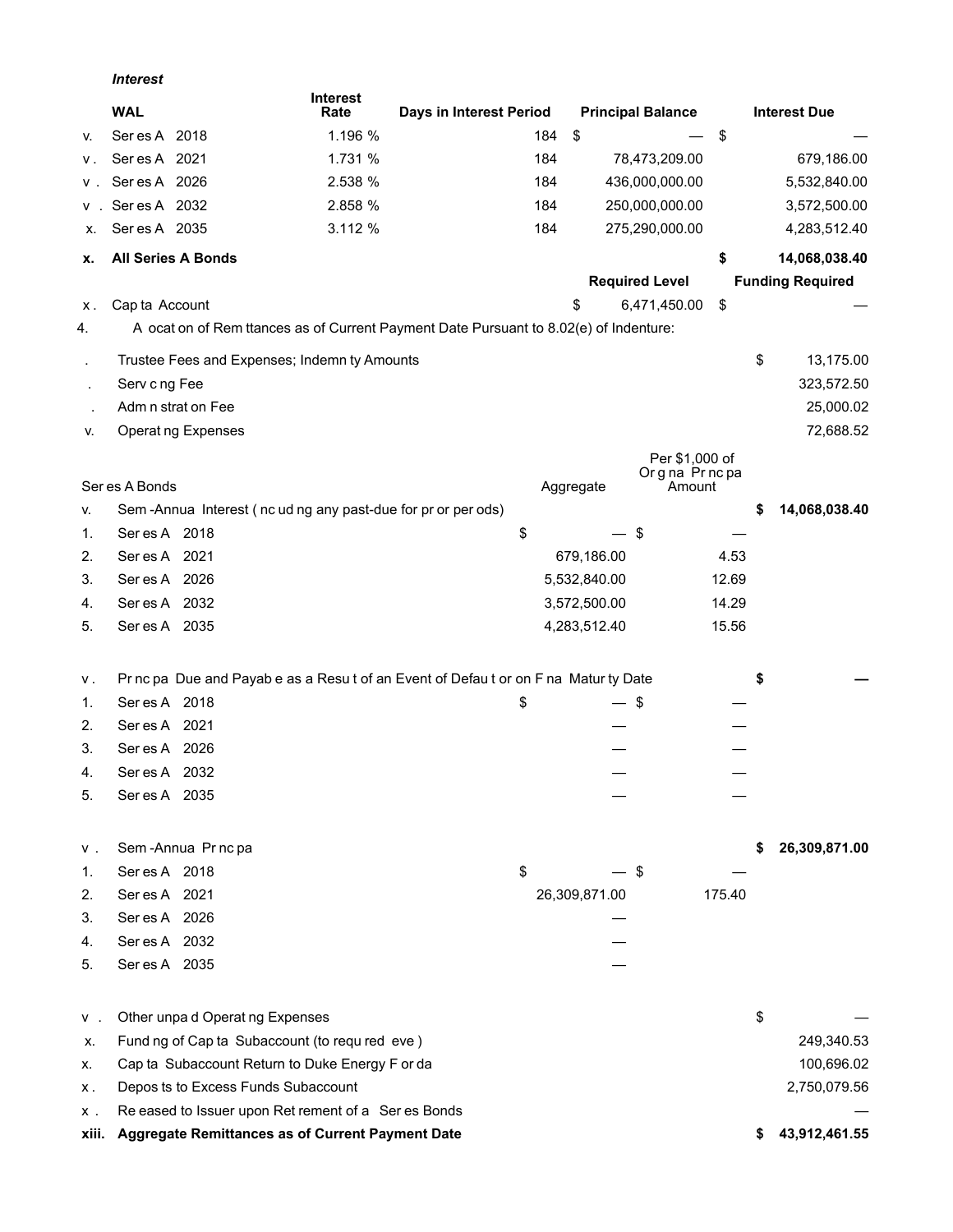*Interest*

| WAL | | Interest Rate | Days in Interest Period | Principal Balance | Interest Due |
|---|---|---|---|---|---|
| v. | Ser es A 2018 | 1.196 % | 184 | $ — | $ — |
| v . | Ser es A 2021 | 1.731 % | 184 | 78,473,209.00 | 679,186.00 |
| v . | Ser es A 2026 | 2.538 % | 184 | 436,000,000.00 | 5,532,840.00 |
| v . | Ser es A 2032 | 2.858 % | 184 | 250,000,000.00 | 3,572,500.00 |
| x. | Ser es A 2035 | 3.112 % | 184 | 275,290,000.00 | 4,283,512.40 |
| **x.** | **All Series A Bonds** | | | | **$ 14,068,038.40** |
| | | | | **Required Level** | **Funding Required** |
| x . | Cap ta Account | | | $ 6,471,450.00 | $ — |

4. A ocat on of Rem ttances as of Current Payment Date Pursuant to 8.02(e) of Indenture:

| | | | | |
|---|---|---|---|---|
| . | Trustee Fees and Expenses; Indemn ty Amounts | | | $ 13,175.00 |
| . | Serv c ng Fee | | | 323,572.50 |
| . | Adm n strat on Fee | | | 25,000.02 |
| v. | Operat ng Expenses | | | 72,688.52 |
| | Ser es A Bonds | Aggregate | Per $1,000 of Or g na Pr nc pa Amount | |
| v. | Sem -Annua Interest ( nc ud ng any past-due for pr or per ods) | | | $ 14,068,038.40 |
| 1. | Ser es A 2018 | $ — | $ — | |
| 2. | Ser es A 2021 | 679,186.00 | 4.53 | |
| 3. | Ser es A 2026 | 5,532,840.00 | 12.69 | |
| 4. | Ser es A 2032 | 3,572,500.00 | 14.29 | |
| 5. | Ser es A 2035 | 4,283,512.40 | 15.56 | |
| v . | Pr nc pa Due and Payab e as a Resu t of an Event of Defau t or on F na Matur ty Date | | | $ — |
| 1. | Ser es A 2018 | $ — | $ — | |
| 2. | Ser es A 2021 | — | — | |
| 3. | Ser es A 2026 | — | — | |
| 4. | Ser es A 2032 | — | — | |
| 5. | Ser es A 2035 | — | — | |
| v . | Sem -Annua Pr nc pa | | | $ 26,309,871.00 |
| 1. | Ser es A 2018 | $ — | $ — | |
| 2. | Ser es A 2021 | 26,309,871.00 | 175.40 | |
| 3. | Ser es A 2026 | — | | |
| 4. | Ser es A 2032 | — | | |
| 5. | Ser es A 2035 | — | | |
| v . | Other unpa d Operat ng Expenses | | | $ — |
| x. | Fund ng of Cap ta Subaccount (to requ red eve ) | | | 249,340.53 |
| x. | Cap ta Subaccount Return to Duke Energy F or da | | | 100,696.02 |
| x . | Depos ts to Excess Funds Subaccount | | | 2,750,079.56 |
| x . | Re eased to Issuer upon Ret rement of a Ser es Bonds | | | — |
| **xiii.** | **Aggregate Remittances as of Current Payment Date** | | | **$ 43,912,461.55** |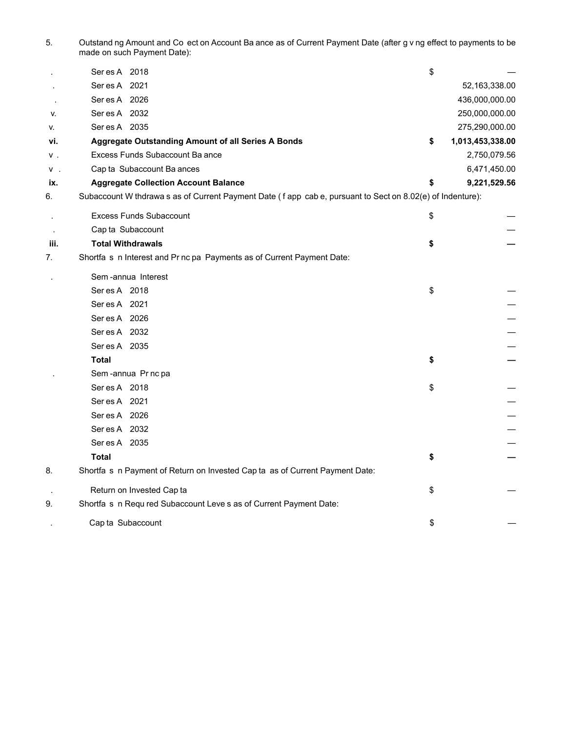| | | | |
|---|---|---|---|
| 5. | Outstand ng Amount and Co ect on Account Ba ance as of Current Payment Date (after g v ng effect to payments to be made on such Payment Date): | | |
| . | Ser es A 2018 | $ | — |
| . | Ser es A 2021 | | 52,163,338.00 |
| . | Ser es A 2026 | | 436,000,000.00 |
| v. | Ser es A 2032 | | 250,000,000.00 |
| v. | Ser es A 2035 | | 275,290,000.00 |
| **vi.** | **Aggregate Outstanding Amount of all Series A Bonds** | **$** | **1,013,453,338.00** |
| v . | Excess Funds Subaccount Ba ance | | 2,750,079.56 |
| v . | Cap ta Subaccount Ba ances | | 6,471,450.00 |
| **ix.** | **Aggregate Collection Account Balance** | **$** | **9,221,529.56** |
| 6. | Subaccount W thdrawa s as of Current Payment Date ( f app cab e, pursuant to Sect on 8.02(e) of Indenture): | | |
| . | Excess Funds Subaccount | $ | — |
| . | Cap ta Subaccount | | — |
| **iii.** | **Total Withdrawals** | **$** | **—** |
| 7. | Shortfa s n Interest and Pr nc pa Payments as of Current Payment Date: | | |
| . | Sem -annua Interest | | |
| | Ser es A 2018 | $ | — |
| | Ser es A 2021 | | — |
| | Ser es A 2026 | | — |
| | Ser es A 2032 | | — |
| | Ser es A 2035 | | — |
| | **Total** | **$** | **—** |
| . | Sem -annua Pr nc pa | | |
| | Ser es A 2018 | $ | — |
| | Ser es A 2021 | | — |
| | Ser es A 2026 | | — |
| | Ser es A 2032 | | — |
| | Ser es A 2035 | | — |
| | **Total** | **$** | **—** |
| 8. | Shortfa s n Payment of Return on Invested Cap ta as of Current Payment Date: | | |
| . | Return on Invested Cap ta | $ | — |
| 9. | Shortfa s n Requ red Subaccount Leve s as of Current Payment Date: | | |
| . | Cap ta Subaccount | $ | — |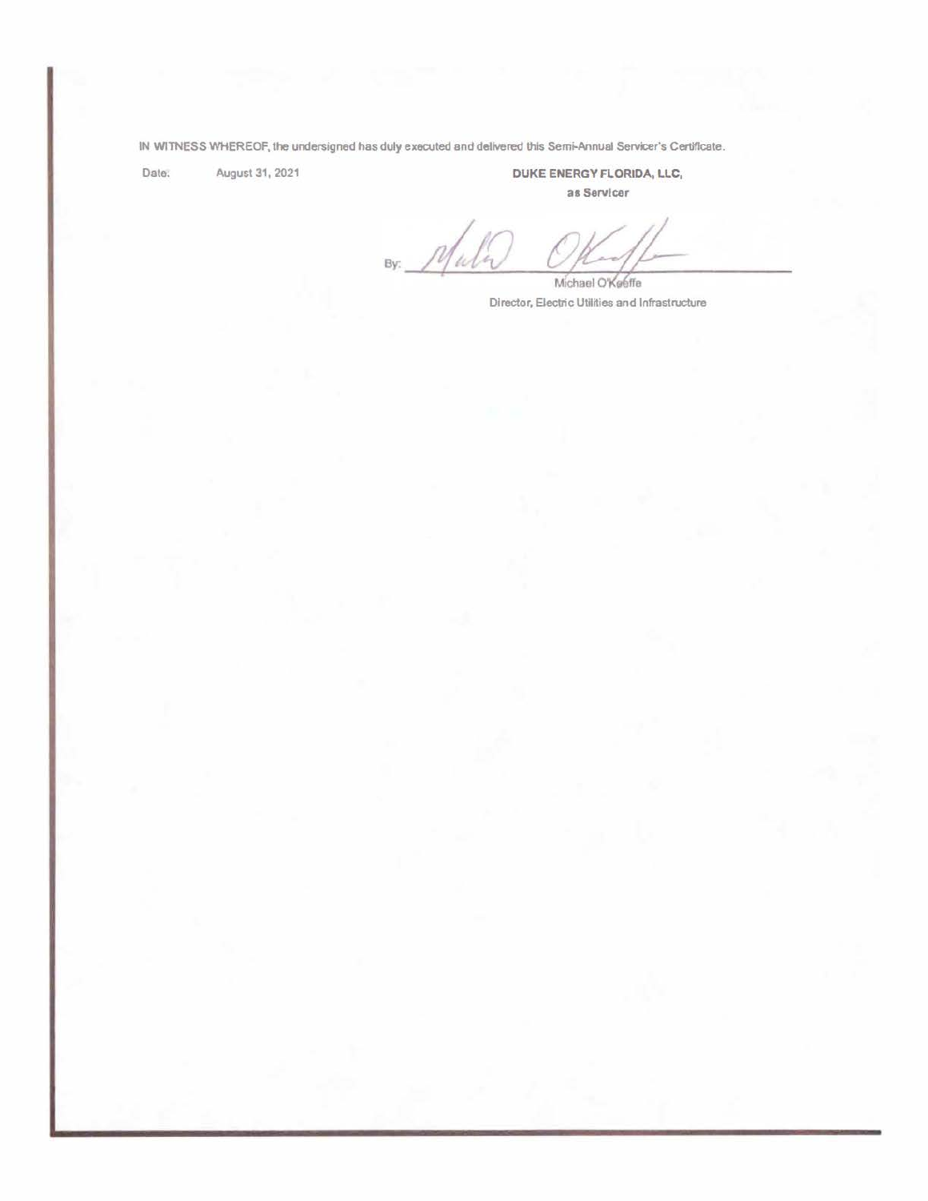IN WITNESS WHEREOF, the undersigned has duly executed and delivered this Semi-Annual Servicer's Certificate.

Date: August 31, 2021

**DUKE ENERGY FLORIDA, LLC,**
**as Servicer**

By: ______________________________
Michael O'Keeffe
Director, Electric Utilities and Infrastructure